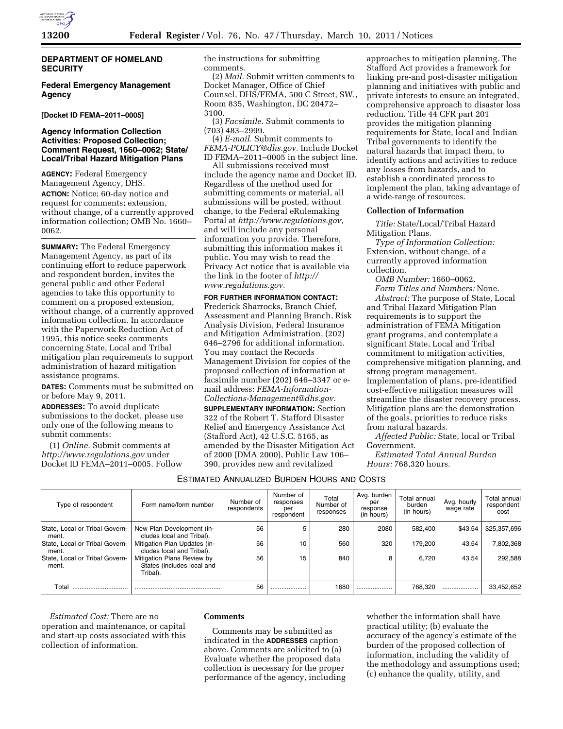## DEPARTMENT OF HOMELAND SECURITY

## Federal Emergency Management Agency

**[Docket ID FEMA–2011–0005]**

## Agency Information Collection Activities: Proposed Collection; Comment Request, 1660–0062; State/Local/Tribal Hazard Mitigation Plans

**AGENCY:** Federal Emergency Management Agency, DHS.

**ACTION:** Notice; 60-day notice and request for comments; extension, without change, of a currently approved information collection; OMB No. 1660–0062.

**SUMMARY:** The Federal Emergency Management Agency, as part of its continuing effort to reduce paperwork and respondent burden, invites the general public and other Federal agencies to take this opportunity to comment on a proposed extension, without change, of a currently approved information collection. In accordance with the Paperwork Reduction Act of 1995, this notice seeks comments concerning State, Local and Tribal mitigation plan requirements to support administration of hazard mitigation assistance programs.

**DATES:** Comments must be submitted on or before May 9, 2011.

**ADDRESSES:** To avoid duplicate submissions to the docket, please use only one of the following means to submit comments:

(1) *Online.* Submit comments at *http://www.regulations.gov* under Docket ID FEMA–2011–0005. Follow the instructions for submitting comments.

(2) *Mail.* Submit written comments to Docket Manager, Office of Chief Counsel, DHS/FEMA, 500 C Street, SW., Room 835, Washington, DC 20472–3100.

(3) *Facsimile.* Submit comments to (703) 483–2999.

(4) *E-mail.* Submit comments to *FEMA-POLICY@dhs.gov.* Include Docket ID FEMA–2011–0005 in the subject line.

All submissions received must include the agency name and Docket ID. Regardless of the method used for submitting comments or material, all submissions will be posted, without change, to the Federal eRulemaking Portal at *http://www.regulations.gov,* and will include any personal information you provide. Therefore, submitting this information makes it public. You may wish to read the Privacy Act notice that is available via the link in the footer of *http://www.regulations.gov.*

**FOR FURTHER INFORMATION CONTACT:** Frederick Sharrocks, Branch Chief, Assessment and Planning Branch, Risk Analysis Division, Federal Insurance and Mitigation Administration, (202) 646–2796 for additional information. You may contact the Records Management Division for copies of the proposed collection of information at facsimile number (202) 646–3347 or e-mail address: *FEMA-Information-Collections-Management@dhs.gov.*

**SUPPLEMENTARY INFORMATION:** Section 322 of the Robert T. Stafford Disaster Relief and Emergency Assistance Act (Stafford Act), 42 U.S.C. 5165, as amended by the Disaster Mitigation Act of 2000 (DMA 2000), Public Law 106–390, provides new and revitalized approaches to mitigation planning. The Stafford Act provides a framework for linking pre-and post-disaster mitigation planning and initiatives with public and private interests to ensure an integrated, comprehensive approach to disaster loss reduction. Title 44 CFR part 201 provides the mitigation planning requirements for State, local and Indian Tribal governments to identify the natural hazards that impact them, to identify actions and activities to reduce any losses from hazards, and to establish a coordinated process to implement the plan, taking advantage of a wide-range of resources.

### Collection of Information

*Title:* State/Local/Tribal Hazard Mitigation Plans.

*Type of Information Collection:* Extension, without change, of a currently approved information collection.

*OMB Number:* 1660–0062.

*Form Titles and Numbers:* None.

*Abstract:* The purpose of State, Local and Tribal Hazard Mitigation Plan requirements is to support the administration of FEMA Mitigation grant programs, and contemplate a significant State, Local and Tribal commitment to mitigation activities, comprehensive mitigation planning, and strong program management. Implementation of plans, pre-identified cost-effective mitigation measures will streamline the disaster recovery process. Mitigation plans are the demonstration of the goals, priorities to reduce risks from natural hazards.

*Affected Public:* State, local or Tribal Government.

*Estimated Total Annual Burden Hours:* 768,320 hours.

ESTIMATED ANNUALIZED BURDEN HOURS AND COSTS

| Type of respondent | Form name/form number | Number of respondents | Number of responses per respondent | Total Number of responses | Avg. burden per response (in hours) | Total annual burden (in hours) | Avg. hourly wage rate | Total annual respondent cost |
|---|---|---|---|---|---|---|---|---|
| State, Local or Tribal Government. | New Plan Development (includes local and Tribal). | 56 | 5 | 280 | 2080 | 582,400 | $43.54 | $25,357,696 |
| State, Local or Tribal Government. | Mitigation Plan Updates (includes local and Tribal). | 56 | 10 | 560 | 320 | 179,200 | 43.54 | 7,802,368 |
| State, Local or Tribal Government. | Mitigation Plans Review by States (includes local and Tribal). | 56 | 15 | 840 | 8 | 6,720 | 43.54 | 292,588 |
| Total .............................. | ............................................... | 56 | .................... | 1680 | .................... | 768,320 | .................... | 33,452,652 |

*Estimated Cost:* There are no operation and maintenance, or capital and start-up costs associated with this collection of information.

### Comments

Comments may be submitted as indicated in the **ADDRESSES** caption above. Comments are solicited to (a) Evaluate whether the proposed data collection is necessary for the proper performance of the agency, including whether the information shall have practical utility; (b) evaluate the accuracy of the agency's estimate of the burden of the proposed collection of information, including the validity of the methodology and assumptions used; (c) enhance the quality, utility, and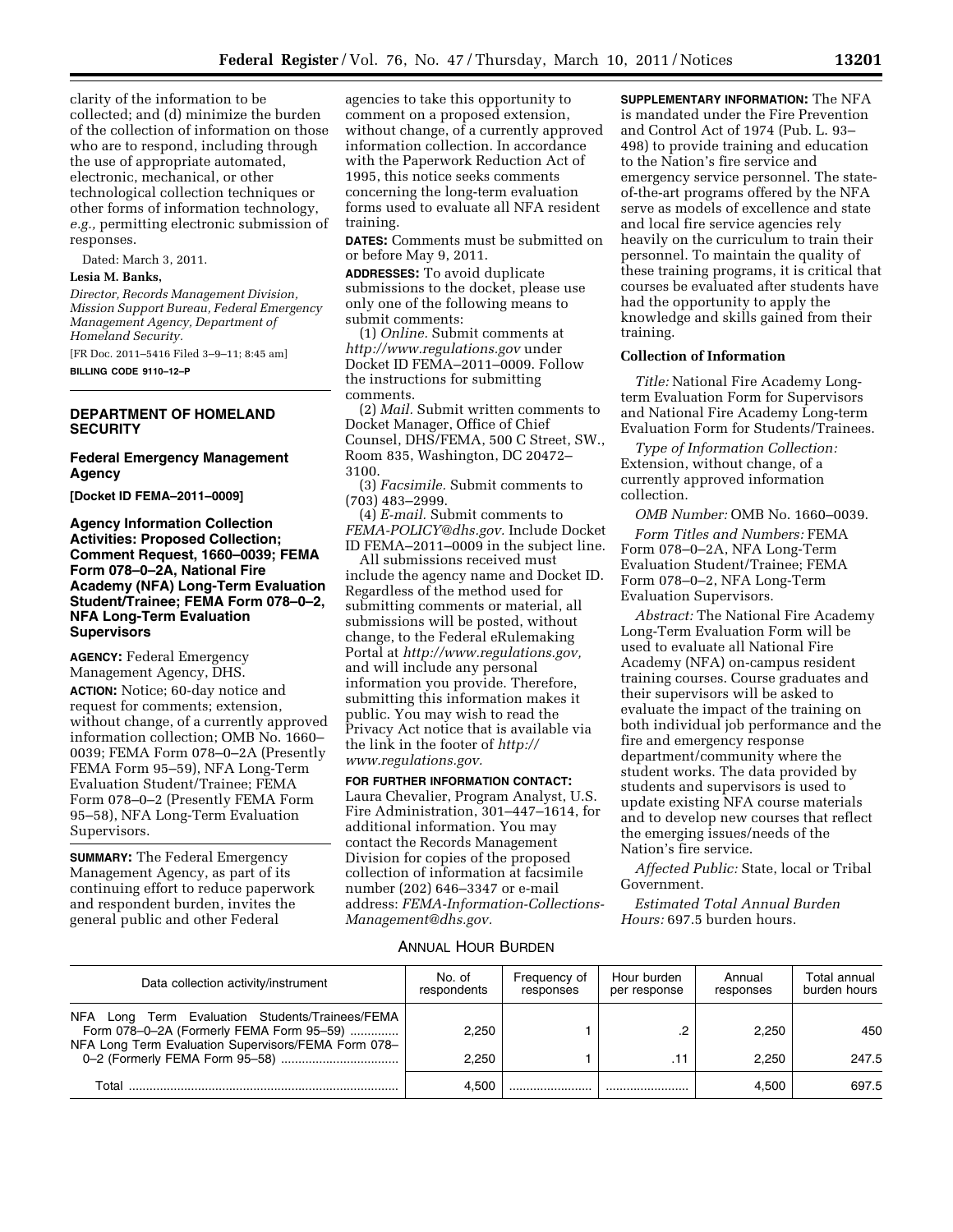clarity of the information to be collected; and (d) minimize the burden of the collection of information on those who are to respond, including through the use of appropriate automated, electronic, mechanical, or other technological collection techniques or other forms of information technology, *e.g.,* permitting electronic submission of responses.

Dated: March 3, 2011.

**Lesia M. Banks,**

*Director, Records Management Division, Mission Support Bureau, Federal Emergency Management Agency, Department of Homeland Security.*

[FR Doc. 2011–5416 Filed 3–9–11; 8:45 am]

**BILLING CODE 9110–12–P**

## DEPARTMENT OF HOMELAND SECURITY

### Federal Emergency Management Agency

**[Docket ID FEMA–2011–0009]**

### Agency Information Collection Activities: Proposed Collection; Comment Request, 1660–0039; FEMA Form 078–0–2A, National Fire Academy (NFA) Long-Term Evaluation Student/Trainee; FEMA Form 078–0–2, NFA Long-Term Evaluation Supervisors

**AGENCY:** Federal Emergency Management Agency, DHS.

**ACTION:** Notice; 60-day notice and request for comments; extension, without change, of a currently approved information collection; OMB No. 1660–0039; FEMA Form 078–0–2A (Presently FEMA Form 95–59), NFA Long-Term Evaluation Student/Trainee; FEMA Form 078–0–2 (Presently FEMA Form 95–58), NFA Long-Term Evaluation Supervisors.

**SUMMARY:** The Federal Emergency Management Agency, as part of its continuing effort to reduce paperwork and respondent burden, invites the general public and other Federal agencies to take this opportunity to comment on a proposed extension, without change, of a currently approved information collection. In accordance with the Paperwork Reduction Act of 1995, this notice seeks comments concerning the long-term evaluation forms used to evaluate all NFA resident training.

**DATES:** Comments must be submitted on or before May 9, 2011.

**ADDRESSES:** To avoid duplicate submissions to the docket, please use only one of the following means to submit comments:

(1) *Online.* Submit comments at *http://www.regulations.gov* under Docket ID FEMA–2011–0009. Follow the instructions for submitting comments.

(2) *Mail.* Submit written comments to Docket Manager, Office of Chief Counsel, DHS/FEMA, 500 C Street, SW., Room 835, Washington, DC 20472–3100.

(3) *Facsimile.* Submit comments to (703) 483–2999.

(4) *E-mail.* Submit comments to *FEMA-POLICY@dhs.gov.* Include Docket ID FEMA–2011–0009 in the subject line.

All submissions received must include the agency name and Docket ID. Regardless of the method used for submitting comments or material, all submissions will be posted, without change, to the Federal eRulemaking Portal at *http://www.regulations.gov,* and will include any personal information you provide. Therefore, submitting this information makes it public. You may wish to read the Privacy Act notice that is available via the link in the footer of *http://www.regulations.gov.*

**FOR FURTHER INFORMATION CONTACT:** Laura Chevalier, Program Analyst, U.S. Fire Administration, 301–447–1614, for additional information. You may contact the Records Management Division for copies of the proposed collection of information at facsimile number (202) 646–3347 or e-mail address: *FEMA-Information-Collections-Management@dhs.gov.*

**SUPPLEMENTARY INFORMATION:** The NFA is mandated under the Fire Prevention and Control Act of 1974 (Pub. L. 93–498) to provide training and education to the Nation's fire service and emergency service personnel. The state-of-the-art programs offered by the NFA serve as models of excellence and state and local fire service agencies rely heavily on the curriculum to train their personnel. To maintain the quality of these training programs, it is critical that courses be evaluated after students have had the opportunity to apply the knowledge and skills gained from their training.

**Collection of Information**

*Title:* National Fire Academy Long-term Evaluation Form for Supervisors and National Fire Academy Long-term Evaluation Form for Students/Trainees.

*Type of Information Collection:* Extension, without change, of a currently approved information collection.

*OMB Number:* OMB No. 1660–0039.

*Form Titles and Numbers:* FEMA Form 078–0–2A, NFA Long-Term Evaluation Student/Trainee; FEMA Form 078–0–2, NFA Long-Term Evaluation Supervisors.

*Abstract:* The National Fire Academy Long-Term Evaluation Form will be used to evaluate all National Fire Academy (NFA) on-campus resident training courses. Course graduates and their supervisors will be asked to evaluate the impact of the training on both individual job performance and the fire and emergency response department/community where the student works. The data provided by students and supervisors is used to update existing NFA course materials and to develop new courses that reflect the emerging issues/needs of the Nation's fire service.

*Affected Public:* State, local or Tribal Government.

*Estimated Total Annual Burden Hours:* 697.5 burden hours.

ANNUAL HOUR BURDEN

| Data collection activity/instrument | No. of respondents | Frequency of responses | Hour burden per response | Annual responses | Total annual burden hours |
|---|---|---|---|---|---|
| NFA Long Term Evaluation Students/Trainees/FEMA Form 078–0–2A (Formerly FEMA Form 95–59) | 2,250 | 1 | .2 | 2,250 | 450 |
| NFA Long Term Evaluation Supervisors/FEMA Form 078–0–2 (Formerly FEMA Form 95–58) | 2,250 | 1 | .11 | 2,250 | 247.5 |
| Total | 4,500 | | | 4,500 | 697.5 |